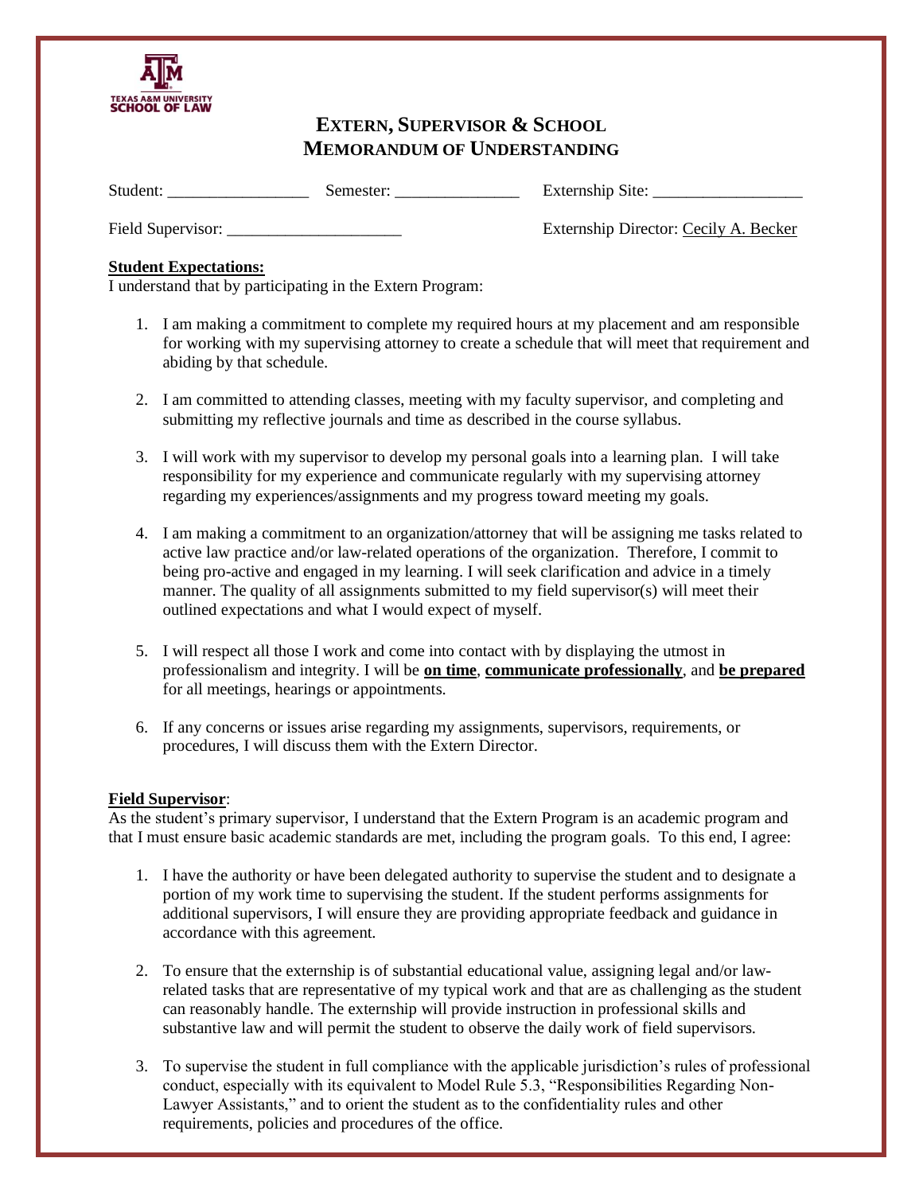TEXAS A&M UNIVERSITY SCHOOL OF LAW

# EXTERN, SUPERVISOR & SCHOOL MEMORANDUM OF UNDERSTANDING

Student: ________________ Semester: ______________ Externship Site: _________________

Field Supervisor: ____________________ Externship Director: Cecily A. Becker

**Student Expectations:**

I understand that by participating in the Extern Program:

1. I am making a commitment to complete my required hours at my placement and am responsible for working with my supervising attorney to create a schedule that will meet that requirement and abiding by that schedule.

2. I am committed to attending classes, meeting with my faculty supervisor, and completing and submitting my reflective journals and time as described in the course syllabus.

3. I will work with my supervisor to develop my personal goals into a learning plan. I will take responsibility for my experience and communicate regularly with my supervising attorney regarding my experiences/assignments and my progress toward meeting my goals.

4. I am making a commitment to an organization/attorney that will be assigning me tasks related to active law practice and/or law-related operations of the organization. Therefore, I commit to being pro-active and engaged in my learning. I will seek clarification and advice in a timely manner. The quality of all assignments submitted to my field supervisor(s) will meet their outlined expectations and what I would expect of myself.

5. I will respect all those I work and come into contact with by displaying the utmost in professionalism and integrity. I will be **on time**, **communicate professionally**, and **be prepared** for all meetings, hearings or appointments.

6. If any concerns or issues arise regarding my assignments, supervisors, requirements, or procedures, I will discuss them with the Extern Director.

**Field Supervisor**:

As the student's primary supervisor, I understand that the Extern Program is an academic program and that I must ensure basic academic standards are met, including the program goals. To this end, I agree:

1. I have the authority or have been delegated authority to supervise the student and to designate a portion of my work time to supervising the student. If the student performs assignments for additional supervisors, I will ensure they are providing appropriate feedback and guidance in accordance with this agreement.

2. To ensure that the externship is of substantial educational value, assigning legal and/or law-related tasks that are representative of my typical work and that are as challenging as the student can reasonably handle. The externship will provide instruction in professional skills and substantive law and will permit the student to observe the daily work of field supervisors.

3. To supervise the student in full compliance with the applicable jurisdiction's rules of professional conduct, especially with its equivalent to Model Rule 5.3, "Responsibilities Regarding Non-Lawyer Assistants," and to orient the student as to the confidentiality rules and other requirements, policies and procedures of the office.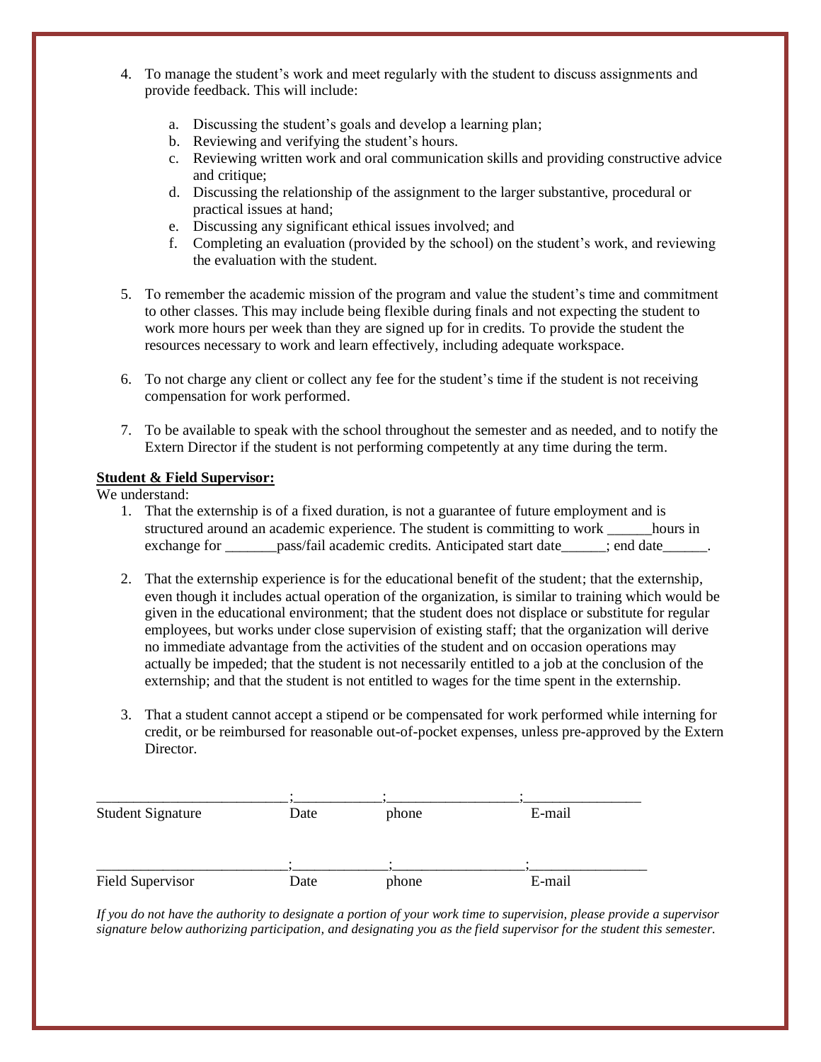4. To manage the student's work and meet regularly with the student to discuss assignments and provide feedback. This will include:

   a. Discussing the student's goals and develop a learning plan;
   b. Reviewing and verifying the student's hours.
   c. Reviewing written work and oral communication skills and providing constructive advice and critique;
   d. Discussing the relationship of the assignment to the larger substantive, procedural or practical issues at hand;
   e. Discussing any significant ethical issues involved; and
   f. Completing an evaluation (provided by the school) on the student's work, and reviewing the evaluation with the student.

5. To remember the academic mission of the program and value the student's time and commitment to other classes. This may include being flexible during finals and not expecting the student to work more hours per week than they are signed up for in credits. To provide the student the resources necessary to work and learn effectively, including adequate workspace.

6. To not charge any client or collect any fee for the student's time if the student is not receiving compensation for work performed.

7. To be available to speak with the school throughout the semester and as needed, and to notify the Extern Director if the student is not performing competently at any time during the term.

**Student & Field Supervisor:**

We understand:

1. That the externship is of a fixed duration, is not a guarantee of future employment and is structured around an academic experience. The student is committing to work ______hours in exchange for _______pass/fail academic credits. Anticipated start date______; end date______.

2. That the externship experience is for the educational benefit of the student; that the externship, even though it includes actual operation of the organization, is similar to training which would be given in the educational environment; that the student does not displace or substitute for regular employees, but works under close supervision of existing staff; that the organization will derive no immediate advantage from the activities of the student and on occasion operations may actually be impeded; that the student is not necessarily entitled to a job at the conclusion of the externship; and that the student is not entitled to wages for the time spent in the externship.

3. That a student cannot accept a stipend or be compensated for work performed while interning for credit, or be reimbursed for reasonable out-of-pocket expenses, unless pre-approved by the Extern Director.

__________________________;___________;_________________;________________

Student Signature        Date        phone        E-mail

__________________________;____________;_________________;________________

Field Supervisor        Date        phone        E-mail

*If you do not have the authority to designate a portion of your work time to supervision, please provide a supervisor signature below authorizing participation, and designating you as the field supervisor for the student this semester.*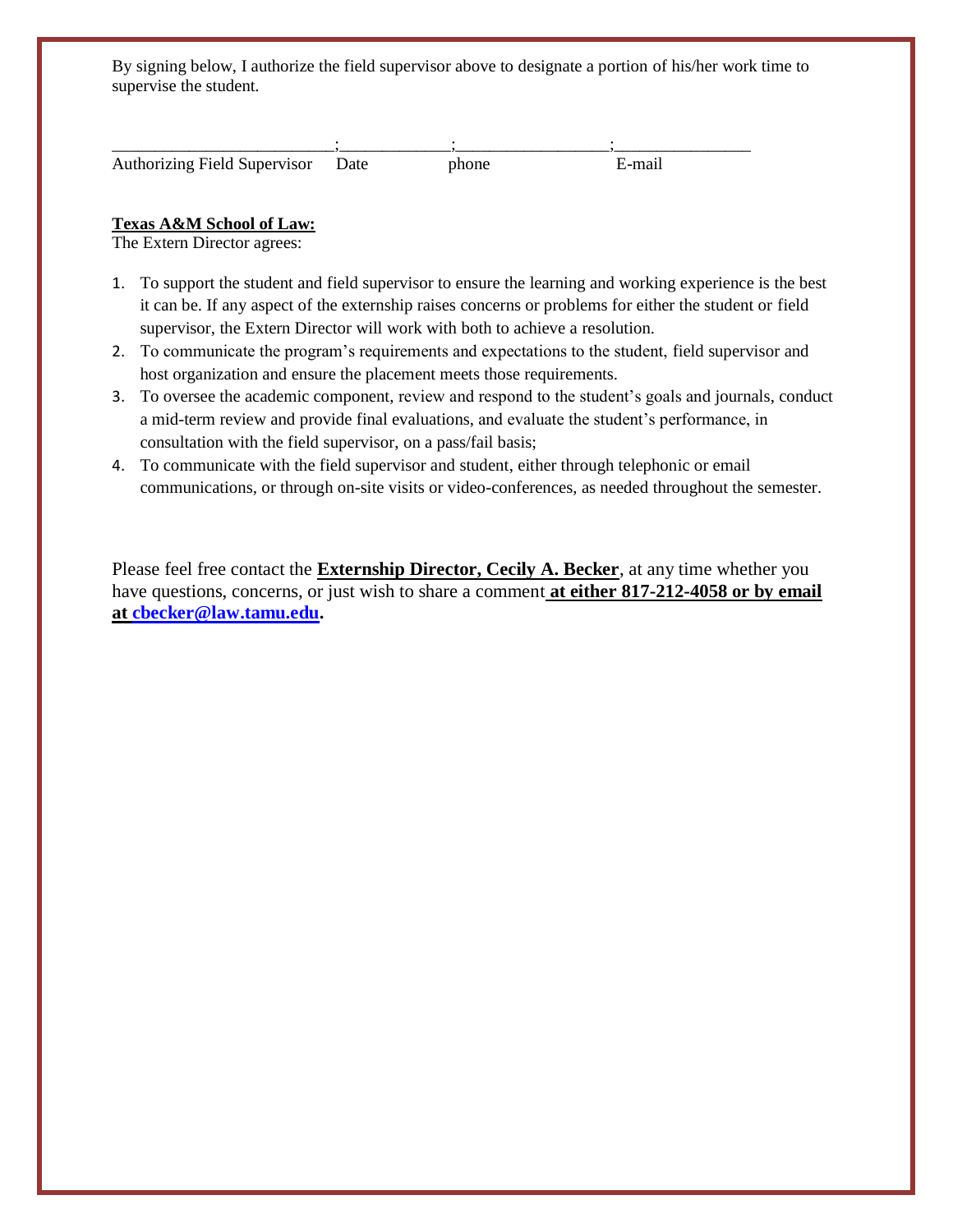By signing below, I authorize the field supervisor above to designate a portion of his/her work time to supervise the student.

_________________________;____________;________________;_______________
Authorizing Field Supervisor Date phone E-mail

**Texas A&M School of Law:**
The Extern Director agrees:

1. To support the student and field supervisor to ensure the learning and working experience is the best it can be. If any aspect of the externship raises concerns or problems for either the student or field supervisor, the Extern Director will work with both to achieve a resolution.
2. To communicate the program's requirements and expectations to the student, field supervisor and host organization and ensure the placement meets those requirements.
3. To oversee the academic component, review and respond to the student's goals and journals, conduct a mid-term review and provide final evaluations, and evaluate the student's performance, in consultation with the field supervisor, on a pass/fail basis;
4. To communicate with the field supervisor and student, either through telephonic or email communications, or through on-site visits or video-conferences, as needed throughout the semester.

Please feel free contact the **Externship Director, Cecily A. Becker**, at any time whether you have questions, concerns, or just wish to share a comment **at either 817-212-4058 or by email at cbecker@law.tamu.edu.**